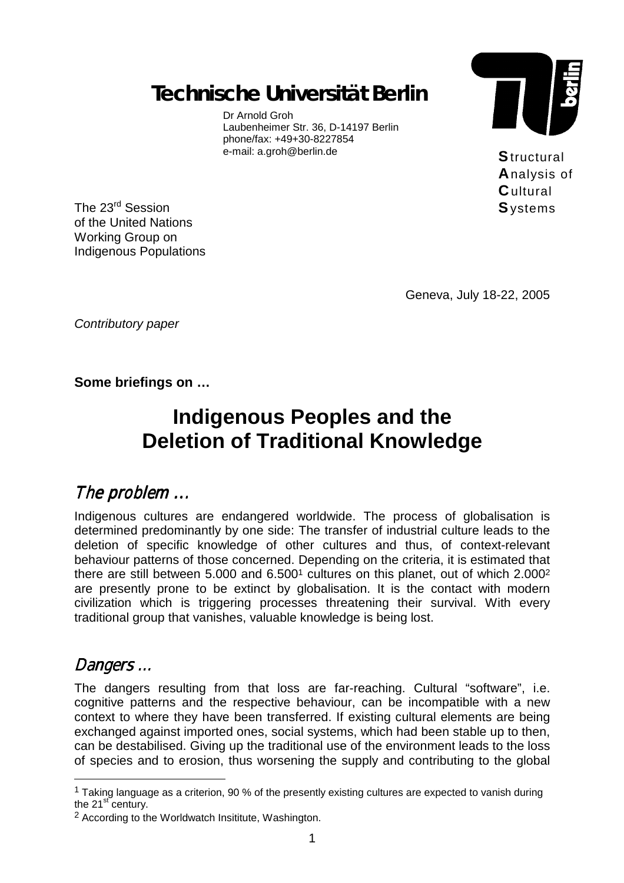# Technische Universität Berlin

Dr Arnold Groh
Laubenheimer Str. 36, D-14197 Berlin
phone/fax: +49+30-8227854
e-mail: a.groh@berlin.de

**S**tructural
**A**nalysis of
**C**ultural
**S**ystems

The 23rd Session
of the United Nations
Working Group on
Indigenous Populations

Geneva, July 18-22, 2005

*Contributory paper*

**Some briefings on …**

# Indigenous Peoples and the Deletion of Traditional Knowledge

## The problem …

Indigenous cultures are endangered worldwide. The process of globalisation is determined predominantly by one side: The transfer of industrial culture leads to the deletion of specific knowledge of other cultures and thus, of context-relevant behaviour patterns of those concerned. Depending on the criteria, it is estimated that there are still between 5.000 and 6.500[1] cultures on this planet, out of which 2.000[2] are presently prone to be extinct by globalisation. It is the contact with modern civilization which is triggering processes threatening their survival. With every traditional group that vanishes, valuable knowledge is being lost.

## Dangers …

The dangers resulting from that loss are far-reaching. Cultural "software", i.e. cognitive patterns and the respective behaviour, can be incompatible with a new context to where they have been transferred. If existing cultural elements are being exchanged against imported ones, social systems, which had been stable up to then, can be destabilised. Giving up the traditional use of the environment leads to the loss of species and to erosion, thus worsening the supply and contributing to the global

---

[1] Taking language as a criterion, 90 % of the presently existing cultures are expected to vanish during the 21st century.

[2] According to the Worldwatch Insititute, Washington.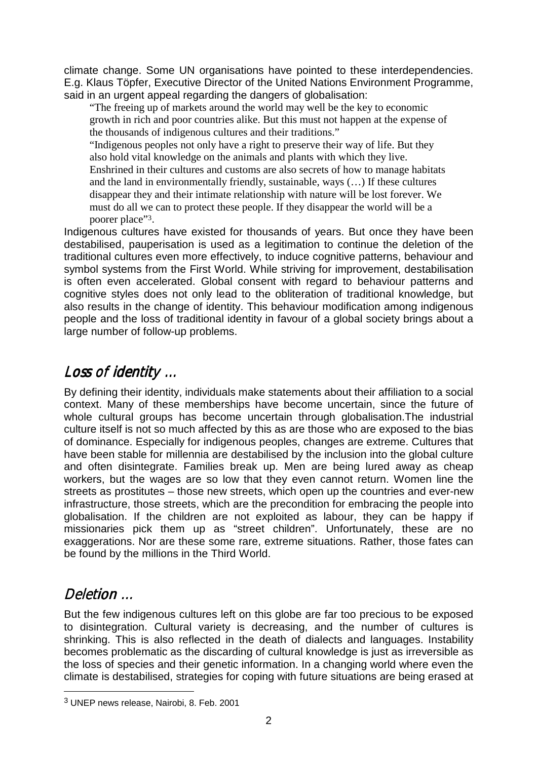climate change. Some UN organisations have pointed to these interdependencies. E.g. Klaus Töpfer, Executive Director of the United Nations Environment Programme, said in an urgent appeal regarding the dangers of globalisation:

> "The freeing up of markets around the world may well be the key to economic growth in rich and poor countries alike. But this must not happen at the expense of the thousands of indigenous cultures and their traditions."
>
> "Indigenous peoples not only have a right to preserve their way of life. But they also hold vital knowledge on the animals and plants with which they live. Enshrined in their cultures and customs are also secrets of how to manage habitats and the land in environmentally friendly, sustainable, ways (…) If these cultures disappear they and their intimate relationship with nature will be lost forever. We must do all we can to protect these people. If they disappear the world will be a poorer place"[3].

Indigenous cultures have existed for thousands of years. But once they have been destabilised, pauperisation is used as a legitimation to continue the deletion of the traditional cultures even more effectively, to induce cognitive patterns, behaviour and symbol systems from the First World. While striving for improvement, destabilisation is often even accelerated. Global consent with regard to behaviour patterns and cognitive styles does not only lead to the obliteration of traditional knowledge, but also results in the change of identity. This behaviour modification among indigenous people and the loss of traditional identity in favour of a global society brings about a large number of follow-up problems.

## *Loss of identity …*

By defining their identity, individuals make statements about their affiliation to a social context. Many of these memberships have become uncertain, since the future of whole cultural groups has become uncertain through globalisation.The industrial culture itself is not so much affected by this as are those who are exposed to the bias of dominance. Especially for indigenous peoples, changes are extreme. Cultures that have been stable for millennia are destabilised by the inclusion into the global culture and often disintegrate. Families break up. Men are being lured away as cheap workers, but the wages are so low that they even cannot return. Women line the streets as prostitutes – those new streets, which open up the countries and ever-new infrastructure, those streets, which are the precondition for embracing the people into globalisation. If the children are not exploited as labour, they can be happy if missionaries pick them up as "street children". Unfortunately, these are no exaggerations. Nor are these some rare, extreme situations. Rather, those fates can be found by the millions in the Third World.

## *Deletion …*

But the few indigenous cultures left on this globe are far too precious to be exposed to disintegration. Cultural variety is decreasing, and the number of cultures is shrinking. This is also reflected in the death of dialects and languages. Instability becomes problematic as the discarding of cultural knowledge is just as irreversible as the loss of species and their genetic information. In a changing world where even the climate is destabilised, strategies for coping with future situations are being erased at

---

[3] UNEP news release, Nairobi, 8. Feb. 2001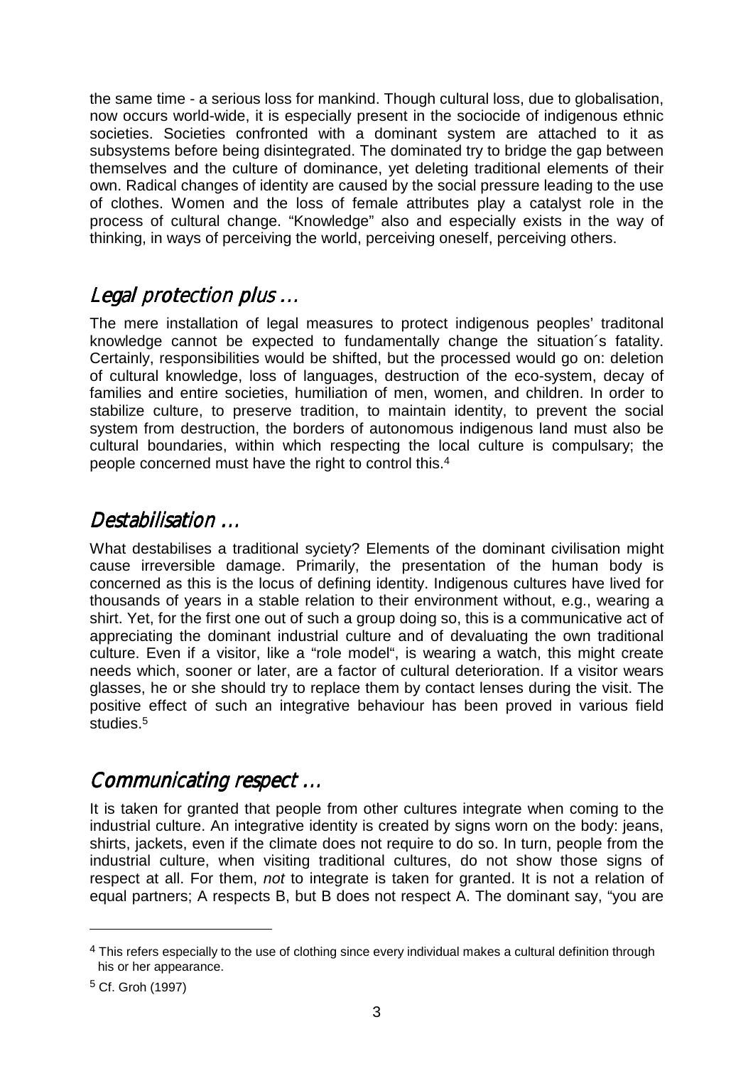the same time - a serious loss for mankind. Though cultural loss, due to globalisation, now occurs world-wide, it is especially present in the sociocide of indigenous ethnic societies. Societies confronted with a dominant system are attached to it as subsystems before being disintegrated. The dominated try to bridge the gap between themselves and the culture of dominance, yet deleting traditional elements of their own. Radical changes of identity are caused by the social pressure leading to the use of clothes. Women and the loss of female attributes play a catalyst role in the process of cultural change. “Knowledge” also and especially exists in the way of thinking, in ways of perceiving the world, perceiving oneself, perceiving others.

## *Legal protection plus …*

The mere installation of legal measures to protect indigenous peoples’ traditonal knowledge cannot be expected to fundamentally change the situation´s fatality. Certainly, responsibilities would be shifted, but the processed would go on: deletion of cultural knowledge, loss of languages, destruction of the eco-system, decay of families and entire societies, humiliation of men, women, and children. In order to stabilize culture, to preserve tradition, to maintain identity, to prevent the social system from destruction, the borders of autonomous indigenous land must also be cultural boundaries, within which respecting the local culture is compulsary; the people concerned must have the right to control this.[4]

## *Destabilisation …*

What destabilises a traditional syciety? Elements of the dominant civilisation might cause irreversible damage. Primarily, the presentation of the human body is concerned as this is the locus of defining identity. Indigenous cultures have lived for thousands of years in a stable relation to their environment without, e.g., wearing a shirt. Yet, for the first one out of such a group doing so, this is a communicative act of appreciating the dominant industrial culture and of devaluating the own traditional culture. Even if a visitor, like a “role model“, is wearing a watch, this might create needs which, sooner or later, are a factor of cultural deterioration. If a visitor wears glasses, he or she should try to replace them by contact lenses during the visit. The positive effect of such an integrative behaviour has been proved in various field studies.[5]

## *Communicating respect …*

It is taken for granted that people from other cultures integrate when coming to the industrial culture. An integrative identity is created by signs worn on the body: jeans, shirts, jackets, even if the climate does not require to do so. In turn, people from the industrial culture, when visiting traditional cultures, do not show those signs of respect at all. For them, *not* to integrate is taken for granted. It is not a relation of equal partners; A respects B, but B does not respect A. The dominant say, “you are

---

[4] This refers especially to the use of clothing since every individual makes a cultural definition through his or her appearance.

[5] Cf. Groh (1997)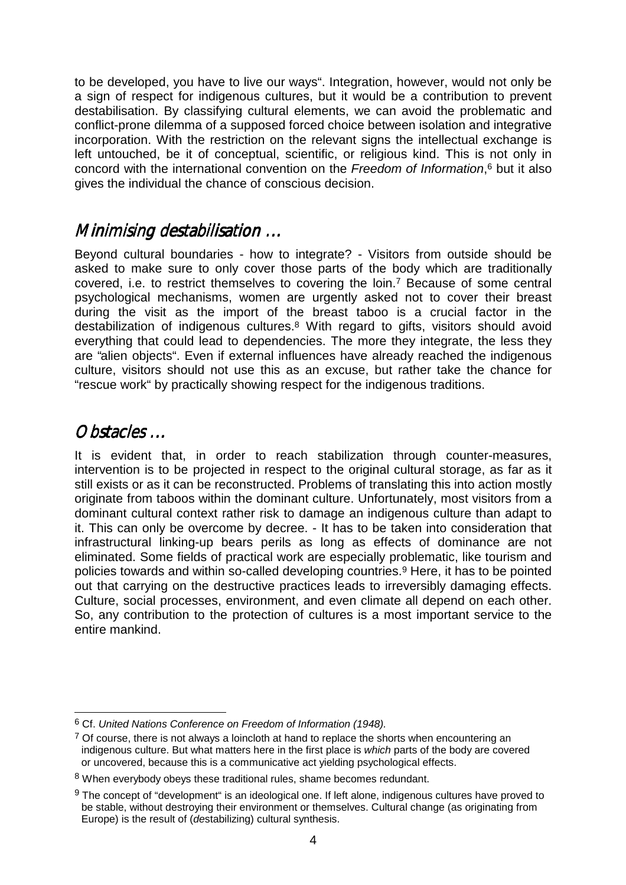to be developed, you have to live our ways". Integration, however, would not only be a sign of respect for indigenous cultures, but it would be a contribution to prevent destabilisation. By classifying cultural elements, we can avoid the problematic and conflict-prone dilemma of a supposed forced choice between isolation and integrative incorporation. With the restriction on the relevant signs the intellectual exchange is left untouched, be it of conceptual, scientific, or religious kind. This is not only in concord with the international convention on the *Freedom of Information*,[6] but it also gives the individual the chance of conscious decision.

## *Minimising destabilisation …*

Beyond cultural boundaries - how to integrate? - Visitors from outside should be asked to make sure to only cover those parts of the body which are traditionally covered, i.e. to restrict themselves to covering the loin.[7] Because of some central psychological mechanisms, women are urgently asked not to cover their breast during the visit as the import of the breast taboo is a crucial factor in the destabilization of indigenous cultures.[8] With regard to gifts, visitors should avoid everything that could lead to dependencies. The more they integrate, the less they are "alien objects". Even if external influences have already reached the indigenous culture, visitors should not use this as an excuse, but rather take the chance for "rescue work" by practically showing respect for the indigenous traditions.

## *Obstacles …*

It is evident that, in order to reach stabilization through counter-measures, intervention is to be projected in respect to the original cultural storage, as far as it still exists or as it can be reconstructed. Problems of translating this into action mostly originate from taboos within the dominant culture. Unfortunately, most visitors from a dominant cultural context rather risk to damage an indigenous culture than adapt to it. This can only be overcome by decree. - It has to be taken into consideration that infrastructural linking-up bears perils as long as effects of dominance are not eliminated. Some fields of practical work are especially problematic, like tourism and policies towards and within so-called developing countries.[9] Here, it has to be pointed out that carrying on the destructive practices leads to irreversibly damaging effects. Culture, social processes, environment, and even climate all depend on each other. So, any contribution to the protection of cultures is a most important service to the entire mankind.

---

[6] Cf. *United Nations Conference on Freedom of Information (1948).*

[7] Of course, there is not always a loincloth at hand to replace the shorts when encountering an indigenous culture. But what matters here in the first place is *which* parts of the body are covered or uncovered, because this is a communicative act yielding psychological effects.

[8] When everybody obeys these traditional rules, shame becomes redundant.

[9] The concept of "development" is an ideological one. If left alone, indigenous cultures have proved to be stable, without destroying their environment or themselves. Cultural change (as originating from Europe) is the result of (*de*stabilizing) cultural synthesis.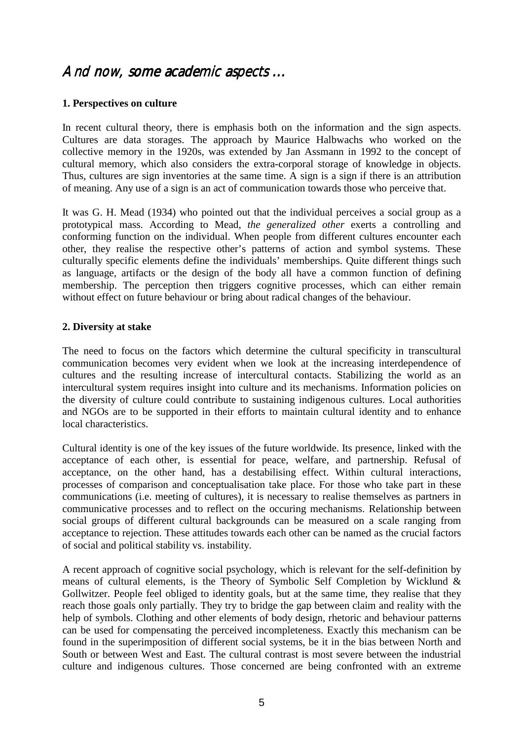## And now, some academic aspects ...

### 1. Perspectives on culture

In recent cultural theory, there is emphasis both on the information and the sign aspects. Cultures are data storages. The approach by Maurice Halbwachs who worked on the collective memory in the 1920s, was extended by Jan Assmann in 1992 to the concept of cultural memory, which also considers the extra-corporal storage of knowledge in objects. Thus, cultures are sign inventories at the same time. A sign is a sign if there is an attribution of meaning. Any use of a sign is an act of communication towards those who perceive that.

It was G. H. Mead (1934) who pointed out that the individual perceives a social group as a prototypical mass. According to Mead, *the generalized other* exerts a controlling and conforming function on the individual. When people from different cultures encounter each other, they realise the respective other's patterns of action and symbol systems. These culturally specific elements define the individuals' memberships. Quite different things such as language, artifacts or the design of the body all have a common function of defining membership. The perception then triggers cognitive processes, which can either remain without effect on future behaviour or bring about radical changes of the behaviour.

### 2. Diversity at stake

The need to focus on the factors which determine the cultural specificity in transcultural communication becomes very evident when we look at the increasing interdependence of cultures and the resulting increase of intercultural contacts. Stabilizing the world as an intercultural system requires insight into culture and its mechanisms. Information policies on the diversity of culture could contribute to sustaining indigenous cultures. Local authorities and NGOs are to be supported in their efforts to maintain cultural identity and to enhance local characteristics.

Cultural identity is one of the key issues of the future worldwide. Its presence, linked with the acceptance of each other, is essential for peace, welfare, and partnership. Refusal of acceptance, on the other hand, has a destabilising effect. Within cultural interactions, processes of comparison and conceptualisation take place. For those who take part in these communications (i.e. meeting of cultures), it is necessary to realise themselves as partners in communicative processes and to reflect on the occuring mechanisms. Relationship between social groups of different cultural backgrounds can be measured on a scale ranging from acceptance to rejection. These attitudes towards each other can be named as the crucial factors of social and political stability vs. instability.

A recent approach of cognitive social psychology, which is relevant for the self-definition by means of cultural elements, is the Theory of Symbolic Self Completion by Wicklund & Gollwitzer. People feel obliged to identity goals, but at the same time, they realise that they reach those goals only partially. They try to bridge the gap between claim and reality with the help of symbols. Clothing and other elements of body design, rhetoric and behaviour patterns can be used for compensating the perceived incompleteness. Exactly this mechanism can be found in the superimposition of different social systems, be it in the bias between North and South or between West and East. The cultural contrast is most severe between the industrial culture and indigenous cultures. Those concerned are being confronted with an extreme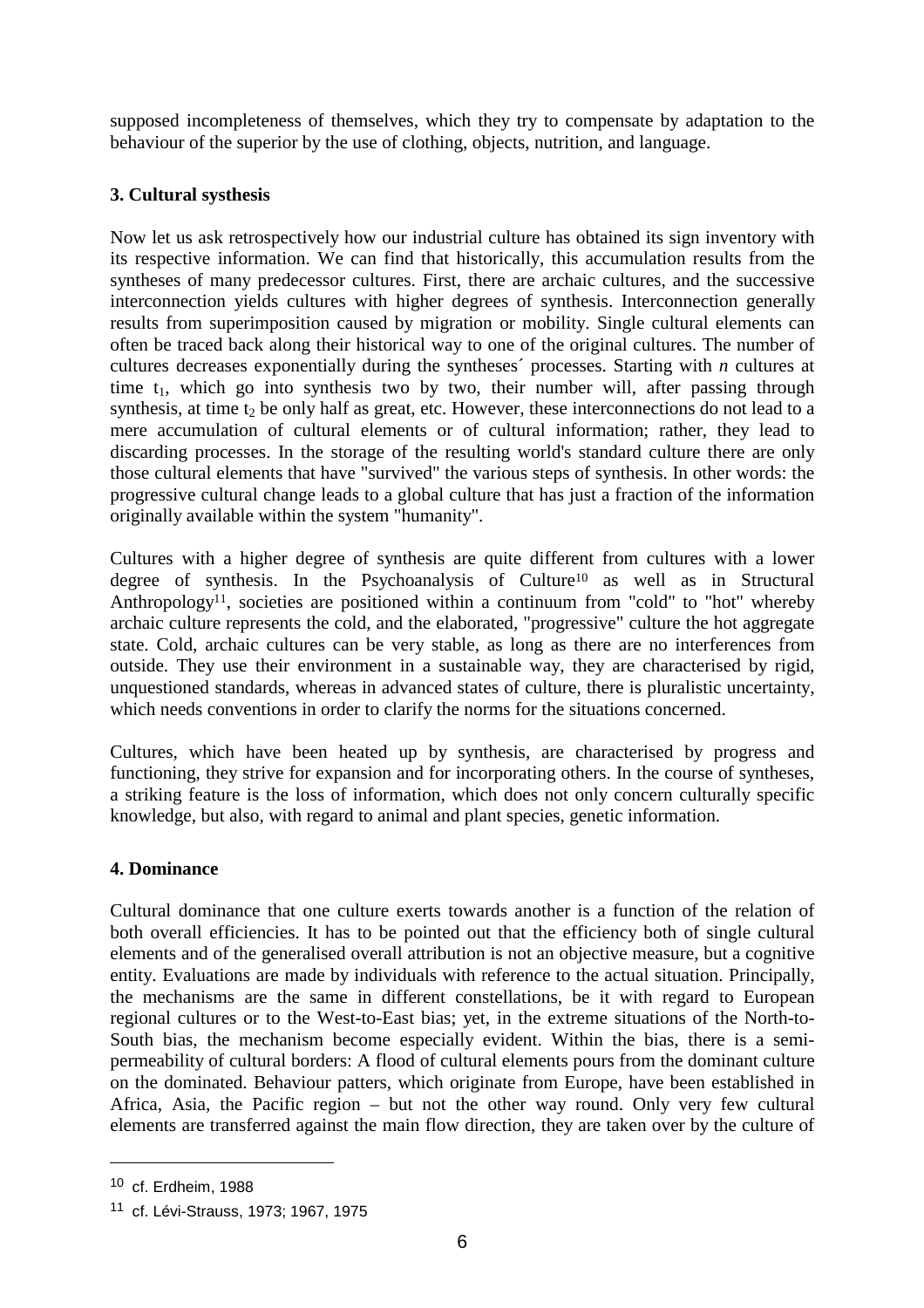supposed incompleteness of themselves, which they try to compensate by adaptation to the behaviour of the superior by the use of clothing, objects, nutrition, and language.

## 3. Cultural systhesis

Now let us ask retrospectively how our industrial culture has obtained its sign inventory with its respective information. We can find that historically, this accumulation results from the syntheses of many predecessor cultures. First, there are archaic cultures, and the successive interconnection yields cultures with higher degrees of synthesis. Interconnection generally results from superimposition caused by migration or mobility. Single cultural elements can often be traced back along their historical way to one of the original cultures. The number of cultures decreases exponentially during the syntheses´ processes. Starting with $n$ cultures at time $t_1$, which go into synthesis two by two, their number will, after passing through synthesis, at time $t_2$ be only half as great, etc. However, these interconnections do not lead to a mere accumulation of cultural elements or of cultural information; rather, they lead to discarding processes. In the storage of the resulting world's standard culture there are only those cultural elements that have "survived" the various steps of synthesis. In other words: the progressive cultural change leads to a global culture that has just a fraction of the information originally available within the system "humanity".

Cultures with a higher degree of synthesis are quite different from cultures with a lower degree of synthesis. In the Psychoanalysis of Culture[10] as well as in Structural Anthropology[11], societies are positioned within a continuum from "cold" to "hot" whereby archaic culture represents the cold, and the elaborated, "progressive" culture the hot aggregate state. Cold, archaic cultures can be very stable, as long as there are no interferences from outside. They use their environment in a sustainable way, they are characterised by rigid, unquestioned standards, whereas in advanced states of culture, there is pluralistic uncertainty, which needs conventions in order to clarify the norms for the situations concerned.

Cultures, which have been heated up by synthesis, are characterised by progress and functioning, they strive for expansion and for incorporating others. In the course of syntheses, a striking feature is the loss of information, which does not only concern culturally specific knowledge, but also, with regard to animal and plant species, genetic information.

## 4. Dominance

Cultural dominance that one culture exerts towards another is a function of the relation of both overall efficiencies. It has to be pointed out that the efficiency both of single cultural elements and of the generalised overall attribution is not an objective measure, but a cognitive entity. Evaluations are made by individuals with reference to the actual situation. Principally, the mechanisms are the same in different constellations, be it with regard to European regional cultures or to the West-to-East bias; yet, in the extreme situations of the North-to-South bias, the mechanism become especially evident. Within the bias, there is a semi-permeability of cultural borders: A flood of cultural elements pours from the dominant culture on the dominated. Behaviour patters, which originate from Europe, have been established in Africa, Asia, the Pacific region – but not the other way round. Only very few cultural elements are transferred against the main flow direction, they are taken over by the culture of

---

[10] cf. Erdheim, 1988

[11] cf. Lévi-Strauss, 1973; 1967, 1975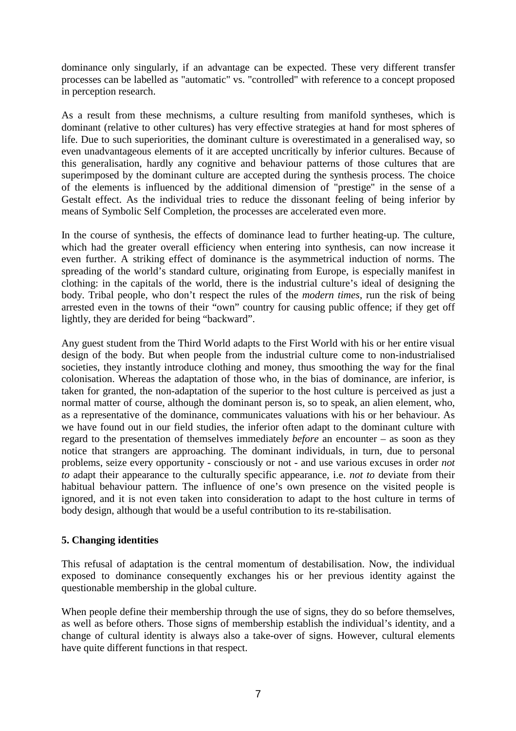dominance only singularly, if an advantage can be expected. These very different transfer processes can be labelled as "automatic" vs. "controlled" with reference to a concept proposed in perception research.

As a result from these mechnisms, a culture resulting from manifold syntheses, which is dominant (relative to other cultures) has very effective strategies at hand for most spheres of life. Due to such superiorities, the dominant culture is overestimated in a generalised way, so even unadvantageous elements of it are accepted uncritically by inferior cultures. Because of this generalisation, hardly any cognitive and behaviour patterns of those cultures that are superimposed by the dominant culture are accepted during the synthesis process. The choice of the elements is influenced by the additional dimension of "prestige" in the sense of a Gestalt effect. As the individual tries to reduce the dissonant feeling of being inferior by means of Symbolic Self Completion, the processes are accelerated even more.

In the course of synthesis, the effects of dominance lead to further heating-up. The culture, which had the greater overall efficiency when entering into synthesis, can now increase it even further. A striking effect of dominance is the asymmetrical induction of norms. The spreading of the world's standard culture, originating from Europe, is especially manifest in clothing: in the capitals of the world, there is the industrial culture's ideal of designing the body. Tribal people, who don't respect the rules of the *modern times*, run the risk of being arrested even in the towns of their "own" country for causing public offence; if they get off lightly, they are derided for being "backward".

Any guest student from the Third World adapts to the First World with his or her entire visual design of the body. But when people from the industrial culture come to non-industrialised societies, they instantly introduce clothing and money, thus smoothing the way for the final colonisation. Whereas the adaptation of those who, in the bias of dominance, are inferior, is taken for granted, the non-adaptation of the superior to the host culture is perceived as just a normal matter of course, although the dominant person is, so to speak, an alien element, who, as a representative of the dominance, communicates valuations with his or her behaviour. As we have found out in our field studies, the inferior often adapt to the dominant culture with regard to the presentation of themselves immediately *before* an encounter – as soon as they notice that strangers are approaching. The dominant individuals, in turn, due to personal problems, seize every opportunity - consciously or not - and use various excuses in order *not to* adapt their appearance to the culturally specific appearance, i.e. *not to* deviate from their habitual behaviour pattern. The influence of one's own presence on the visited people is ignored, and it is not even taken into consideration to adapt to the host culture in terms of body design, although that would be a useful contribution to its re-stabilisation.

## 5. Changing identities

This refusal of adaptation is the central momentum of destabilisation. Now, the individual exposed to dominance consequently exchanges his or her previous identity against the questionable membership in the global culture.

When people define their membership through the use of signs, they do so before themselves, as well as before others. Those signs of membership establish the individual's identity, and a change of cultural identity is always also a take-over of signs. However, cultural elements have quite different functions in that respect.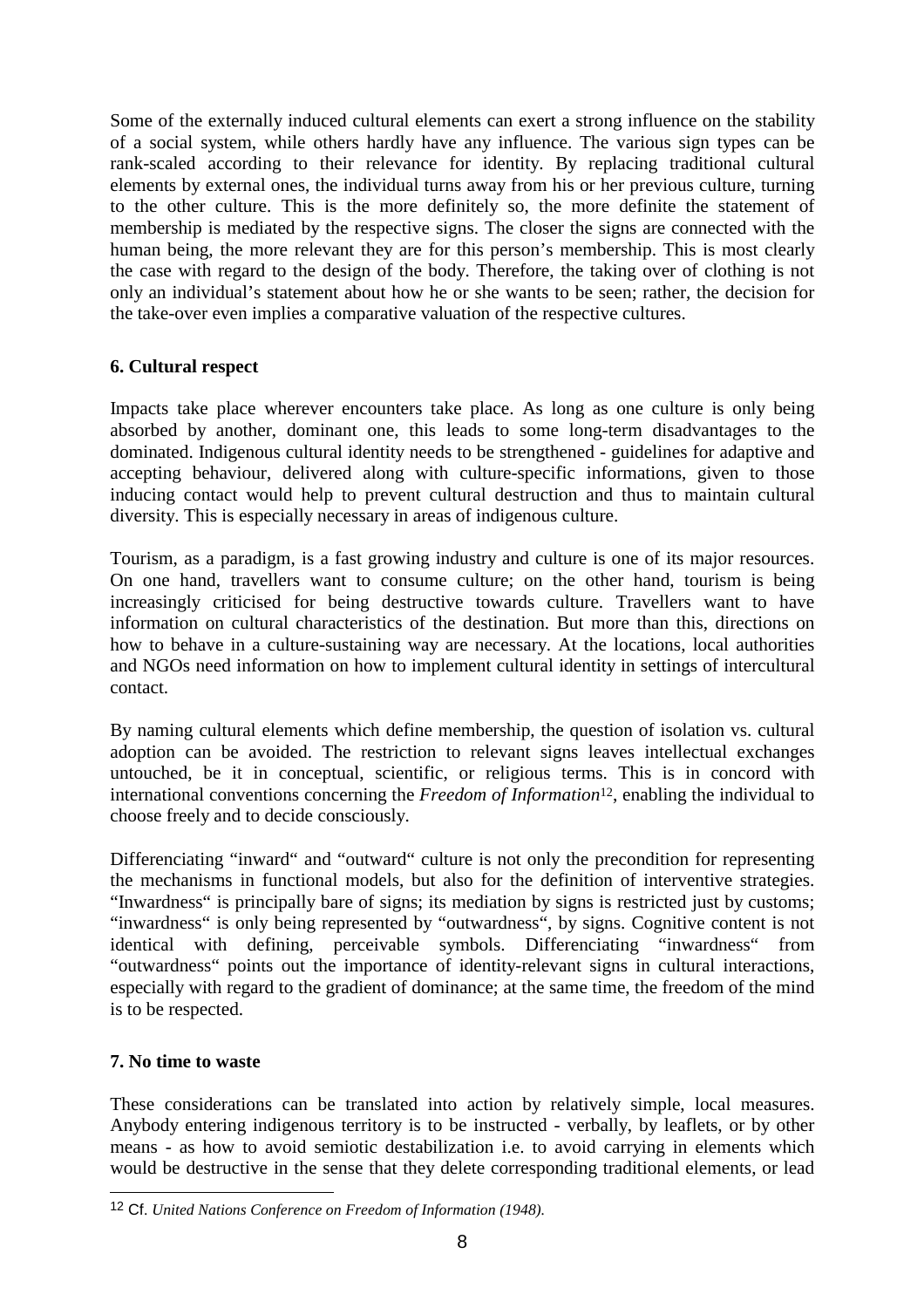Some of the externally induced cultural elements can exert a strong influence on the stability of a social system, while others hardly have any influence. The various sign types can be rank-scaled according to their relevance for identity. By replacing traditional cultural elements by external ones, the individual turns away from his or her previous culture, turning to the other culture. This is the more definitely so, the more definite the statement of membership is mediated by the respective signs. The closer the signs are connected with the human being, the more relevant they are for this person's membership. This is most clearly the case with regard to the design of the body. Therefore, the taking over of clothing is not only an individual's statement about how he or she wants to be seen; rather, the decision for the take-over even implies a comparative valuation of the respective cultures.

## 6. Cultural respect

Impacts take place wherever encounters take place. As long as one culture is only being absorbed by another, dominant one, this leads to some long-term disadvantages to the dominated. Indigenous cultural identity needs to be strengthened - guidelines for adaptive and accepting behaviour, delivered along with culture-specific informations, given to those inducing contact would help to prevent cultural destruction and thus to maintain cultural diversity. This is especially necessary in areas of indigenous culture.

Tourism, as a paradigm, is a fast growing industry and culture is one of its major resources. On one hand, travellers want to consume culture; on the other hand, tourism is being increasingly criticised for being destructive towards culture. Travellers want to have information on cultural characteristics of the destination. But more than this, directions on how to behave in a culture-sustaining way are necessary. At the locations, local authorities and NGOs need information on how to implement cultural identity in settings of intercultural contact.

By naming cultural elements which define membership, the question of isolation vs. cultural adoption can be avoided. The restriction to relevant signs leaves intellectual exchanges untouched, be it in conceptual, scientific, or religious terms. This is in concord with international conventions concerning the *Freedom of Information*[12], enabling the individual to choose freely and to decide consciously.

Differenciating "inward" and "outward" culture is not only the precondition for representing the mechanisms in functional models, but also for the definition of interventive strategies. "Inwardness" is principally bare of signs; its mediation by signs is restricted just by customs; "inwardness" is only being represented by "outwardness", by signs. Cognitive content is not identical with defining, perceivable symbols. Differenciating "inwardness" from "outwardness" points out the importance of identity-relevant signs in cultural interactions, especially with regard to the gradient of dominance; at the same time, the freedom of the mind is to be respected.

## 7. No time to waste

These considerations can be translated into action by relatively simple, local measures. Anybody entering indigenous territory is to be instructed - verbally, by leaflets, or by other means - as how to avoid semiotic destabilization i.e. to avoid carrying in elements which would be destructive in the sense that they delete corresponding traditional elements, or lead

[12] Cf. *United Nations Conference on Freedom of Information (1948).*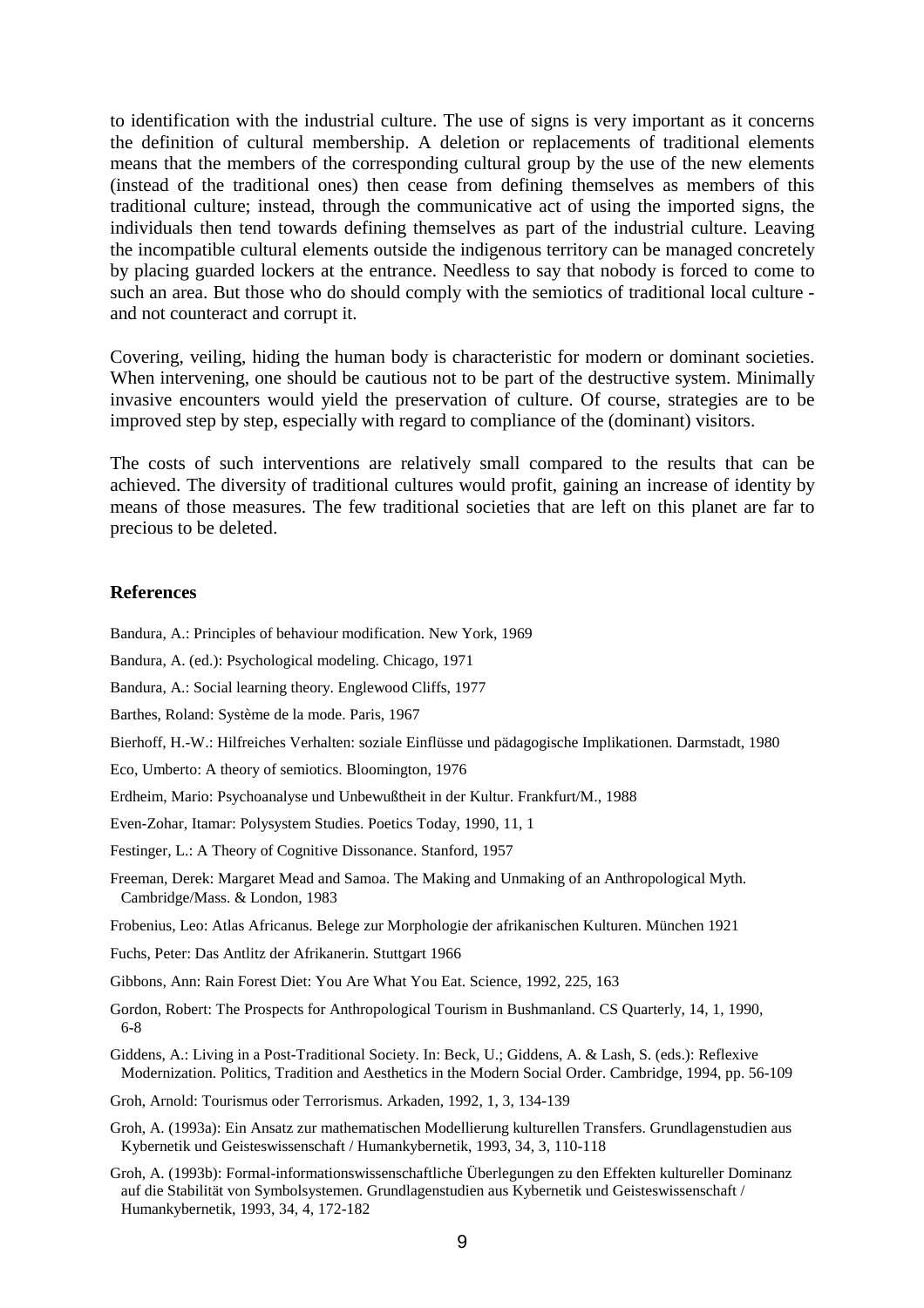to identification with the industrial culture. The use of signs is very important as it concerns the definition of cultural membership. A deletion or replacements of traditional elements means that the members of the corresponding cultural group by the use of the new elements (instead of the traditional ones) then cease from defining themselves as members of this traditional culture; instead, through the communicative act of using the imported signs, the individuals then tend towards defining themselves as part of the industrial culture. Leaving the incompatible cultural elements outside the indigenous territory can be managed concretely by placing guarded lockers at the entrance. Needless to say that nobody is forced to come to such an area. But those who do should comply with the semiotics of traditional local culture - and not counteract and corrupt it.

Covering, veiling, hiding the human body is characteristic for modern or dominant societies. When intervening, one should be cautious not to be part of the destructive system. Minimally invasive encounters would yield the preservation of culture. Of course, strategies are to be improved step by step, especially with regard to compliance of the (dominant) visitors.

The costs of such interventions are relatively small compared to the results that can be achieved. The diversity of traditional cultures would profit, gaining an increase of identity by means of those measures. The few traditional societies that are left on this planet are far to precious to be deleted.

### References

Bandura, A.: Principles of behaviour modification. New York, 1969

Bandura, A. (ed.): Psychological modeling. Chicago, 1971

Bandura, A.: Social learning theory. Englewood Cliffs, 1977

Barthes, Roland: Système de la mode. Paris, 1967

Bierhoff, H.-W.: Hilfreiches Verhalten: soziale Einflüsse und pädagogische Implikationen. Darmstadt, 1980

Eco, Umberto: A theory of semiotics. Bloomington, 1976

Erdheim, Mario: Psychoanalyse und Unbewußtheit in der Kultur. Frankfurt/M., 1988

Even-Zohar, Itamar: Polysystem Studies. Poetics Today, 1990, 11, 1

Festinger, L.: A Theory of Cognitive Dissonance. Stanford, 1957

Freeman, Derek: Margaret Mead and Samoa. The Making and Unmaking of an Anthropological Myth. Cambridge/Mass. & London, 1983

Frobenius, Leo: Atlas Africanus. Belege zur Morphologie der afrikanischen Kulturen. München 1921

Fuchs, Peter: Das Antlitz der Afrikanerin. Stuttgart 1966

Gibbons, Ann: Rain Forest Diet: You Are What You Eat. Science, 1992, 225, 163

Gordon, Robert: The Prospects for Anthropological Tourism in Bushmanland. CS Quarterly, 14, 1, 1990, 6-8

Giddens, A.: Living in a Post-Traditional Society. In: Beck, U.; Giddens, A. & Lash, S. (eds.): Reflexive Modernization. Politics, Tradition and Aesthetics in the Modern Social Order. Cambridge, 1994, pp. 56-109

Groh, Arnold: Tourismus oder Terrorismus. Arkaden, 1992, 1, 3, 134-139

Groh, A. (1993a): Ein Ansatz zur mathematischen Modellierung kulturellen Transfers. Grundlagenstudien aus Kybernetik und Geisteswissenschaft / Humankybernetik, 1993, 34, 3, 110-118

Groh, A. (1993b): Formal-informationswissenschaftliche Überlegungen zu den Effekten kultureller Dominanz auf die Stabilität von Symbolsystemen. Grundlagenstudien aus Kybernetik und Geisteswissenschaft / Humankybernetik, 1993, 34, 4, 172-182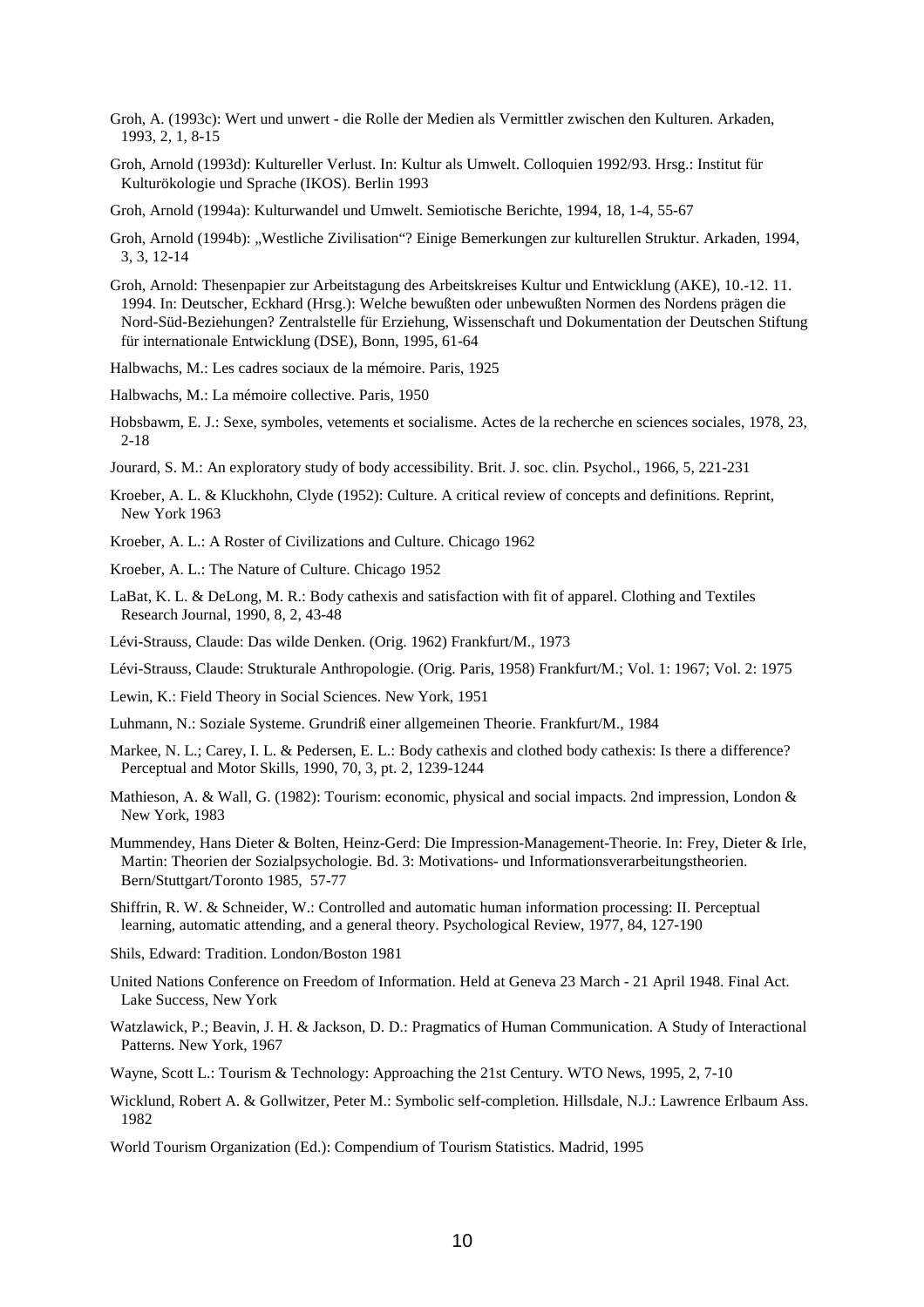Groh, A. (1993c): Wert und unwert - die Rolle der Medien als Vermittler zwischen den Kulturen. Arkaden, 1993, 2, 1, 8-15

Groh, Arnold (1993d): Kultureller Verlust. In: Kultur als Umwelt. Colloquien 1992/93. Hrsg.: Institut für Kulturökologie und Sprache (IKOS). Berlin 1993

Groh, Arnold (1994a): Kulturwandel und Umwelt. Semiotische Berichte, 1994, 18, 1-4, 55-67

Groh, Arnold (1994b): „Westliche Zivilisation"? Einige Bemerkungen zur kulturellen Struktur. Arkaden, 1994, 3, 3, 12-14

Groh, Arnold: Thesenpapier zur Arbeitstagung des Arbeitskreises Kultur und Entwicklung (AKE), 10.-12. 11. 1994. In: Deutscher, Eckhard (Hrsg.): Welche bewußten oder unbewußten Normen des Nordens prägen die Nord-Süd-Beziehungen? Zentralstelle für Erziehung, Wissenschaft und Dokumentation der Deutschen Stiftung für internationale Entwicklung (DSE), Bonn, 1995, 61-64

Halbwachs, M.: Les cadres sociaux de la mémoire. Paris, 1925

Halbwachs, M.: La mémoire collective. Paris, 1950

Hobsbawm, E. J.: Sexe, symboles, vetements et socialisme. Actes de la recherche en sciences sociales, 1978, 23, 2-18

Jourard, S. M.: An exploratory study of body accessibility. Brit. J. soc. clin. Psychol., 1966, 5, 221-231

Kroeber, A. L. & Kluckhohn, Clyde (1952): Culture. A critical review of concepts and definitions. Reprint, New York 1963

Kroeber, A. L.: A Roster of Civilizations and Culture. Chicago 1962

Kroeber, A. L.: The Nature of Culture. Chicago 1952

LaBat, K. L. & DeLong, M. R.: Body cathexis and satisfaction with fit of apparel. Clothing and Textiles Research Journal, 1990, 8, 2, 43-48

Lévi-Strauss, Claude: Das wilde Denken. (Orig. 1962) Frankfurt/M., 1973

Lévi-Strauss, Claude: Strukturale Anthropologie. (Orig. Paris, 1958) Frankfurt/M.; Vol. 1: 1967; Vol. 2: 1975

Lewin, K.: Field Theory in Social Sciences. New York, 1951

Luhmann, N.: Soziale Systeme. Grundriß einer allgemeinen Theorie. Frankfurt/M., 1984

Markee, N. L.; Carey, I. L. & Pedersen, E. L.: Body cathexis and clothed body cathexis: Is there a difference? Perceptual and Motor Skills, 1990, 70, 3, pt. 2, 1239-1244

Mathieson, A. & Wall, G. (1982): Tourism: economic, physical and social impacts. 2nd impression, London & New York, 1983

Mummendey, Hans Dieter & Bolten, Heinz-Gerd: Die Impression-Management-Theorie. In: Frey, Dieter & Irle, Martin: Theorien der Sozialpsychologie. Bd. 3: Motivations- und Informationsverarbeitungstheorien. Bern/Stuttgart/Toronto 1985, 57-77

Shiffrin, R. W. & Schneider, W.: Controlled and automatic human information processing: II. Perceptual learning, automatic attending, and a general theory. Psychological Review, 1977, 84, 127-190

Shils, Edward: Tradition. London/Boston 1981

United Nations Conference on Freedom of Information. Held at Geneva 23 March - 21 April 1948. Final Act. Lake Success, New York

Watzlawick, P.; Beavin, J. H. & Jackson, D. D.: Pragmatics of Human Communication. A Study of Interactional Patterns. New York, 1967

Wayne, Scott L.: Tourism & Technology: Approaching the 21st Century. WTO News, 1995, 2, 7-10

Wicklund, Robert A. & Gollwitzer, Peter M.: Symbolic self-completion. Hillsdale, N.J.: Lawrence Erlbaum Ass. 1982

World Tourism Organization (Ed.): Compendium of Tourism Statistics. Madrid, 1995